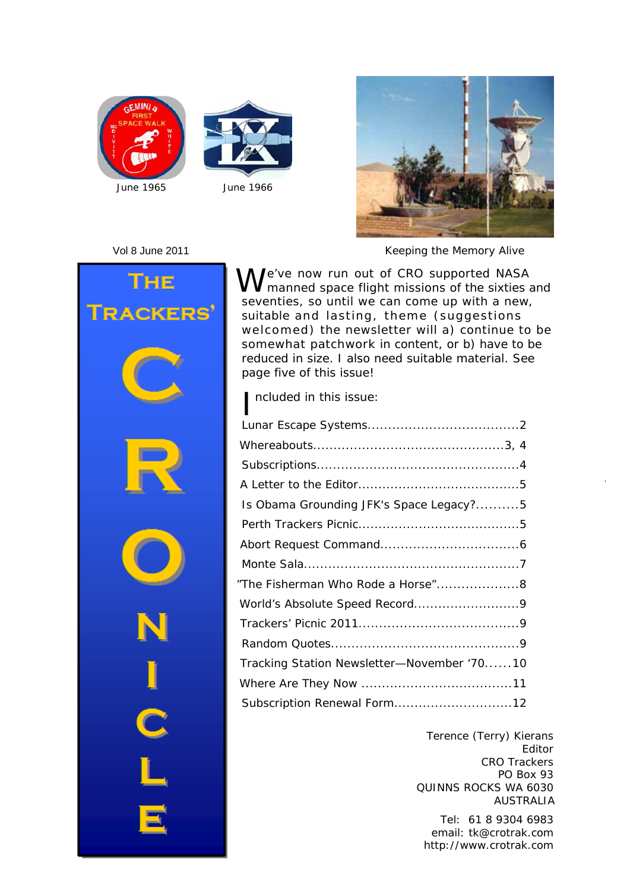June 1965

June 1966

Vol 8 June 2011

Keeping the Memory Alive

# The Trackers' CRONICLE

We've now run out of CRO supported NASA manned space flight missions of the sixties and seventies, so until we can come up with a new, suitable and lasting, theme (suggestions welcomed) the newsletter will a) continue to be somewhat patchwork in content, or b) have to be reduced in size. I also need suitable material. See page five of this issue!

Included in this issue:

| | |
|---|---|
| Lunar Escape Systems | 2 |
| Whereabouts | 3, 4 |
| Subscriptions | 4 |
| A Letter to the Editor | 5 |
| Is Obama Grounding JFK's Space Legacy? | 5 |
| Perth Trackers Picnic | 5 |
| Abort Request Command | 6 |
| Monte Sala | 7 |
| "The Fisherman Who Rode a Horse" | 8 |
| World's Absolute Speed Record | 9 |
| Trackers' Picnic 2011 | 9 |
| Random Quotes | 9 |
| Tracking Station Newsletter—November '70 | 10 |
| Where Are They Now | 11 |
| Subscription Renewal Form | 12 |

Terence (Terry) Kierans
Editor
CRO Trackers
PO Box 93
QUINNS ROCKS WA 6030
AUSTRALIA

Tel: 61 8 9304 6983
email: tk@crotrak.com
http://www.crotrak.com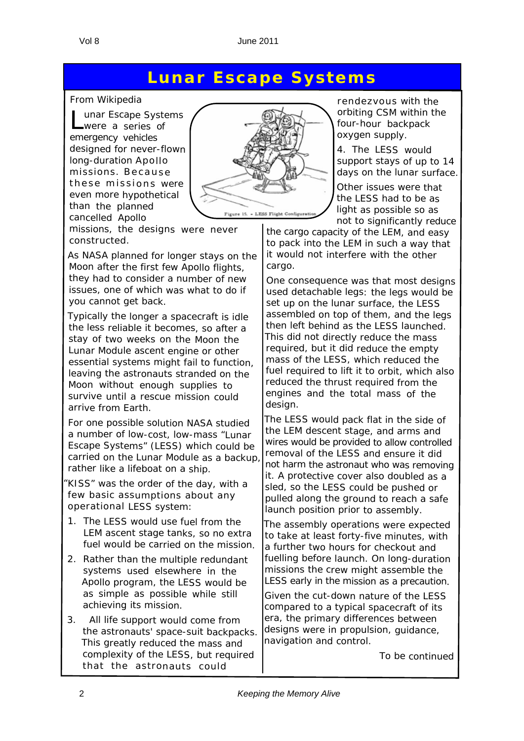# Lunar Escape Systems

From Wikipedia

Lunar Escape Systems were a series of emergency vehicles designed for never-flown long-duration Apollo missions. Because these missions were even more hypothetical than the planned cancelled Apollo missions, the designs were never constructed.

Figure 15. - LESS Flight Configuration

As NASA planned for longer stays on the Moon after the first few Apollo flights, they had to consider a number of new issues, one of which was what to do if you cannot get back.

Typically the longer a spacecraft is idle the less reliable it becomes, so after a stay of two weeks on the Moon the Lunar Module ascent engine or other essential systems might fail to function, leaving the astronauts stranded on the Moon without enough supplies to survive until a rescue mission could arrive from Earth.

For one possible solution NASA studied a number of low-cost, low-mass "Lunar Escape Systems" (LESS) which could be carried on the Lunar Module as a backup, rather like a lifeboat on a ship.

"KISS" was the order of the day, with a few basic assumptions about any operational LESS system:

1. The LESS would use fuel from the LEM ascent stage tanks, so no extra fuel would be carried on the mission.
2. Rather than the multiple redundant systems used elsewhere in the Apollo program, the LESS would be as simple as possible while still achieving its mission.
3. All life support would come from the astronauts' space-suit backpacks. This greatly reduced the mass and complexity of the LESS, but required that the astronauts could rendezvous with the orbiting CSM within the four-hour backpack oxygen supply.
4. The LESS would support stays of up to 14 days on the lunar surface.

Other issues were that the LESS had to be as light as possible so as not to significantly reduce the cargo capacity of the LEM, and easy to pack into the LEM in such a way that it would not interfere with the other cargo.

One consequence was that most designs used detachable legs: the legs would be set up on the lunar surface, the LESS assembled on top of them, and the legs then left behind as the LESS launched. This did not directly reduce the mass required, but it did reduce the empty mass of the LESS, which reduced the fuel required to lift it to orbit, which also reduced the thrust required from the engines and the total mass of the design.

The LESS would pack flat in the side of the LEM descent stage, and arms and wires would be provided to allow controlled removal of the LESS and ensure it did not harm the astronaut who was removing it. A protective cover also doubled as a sled, so the LESS could be pushed or pulled along the ground to reach a safe launch position prior to assembly.

The assembly operations were expected to take at least forty-five minutes, with a further two hours for checkout and fuelling before launch. On long-duration missions the crew might assemble the LESS early in the mission as a precaution.

Given the cut-down nature of the LESS compared to a typical spacecraft of its era, the primary differences between designs were in propulsion, guidance, navigation and control.

To be continued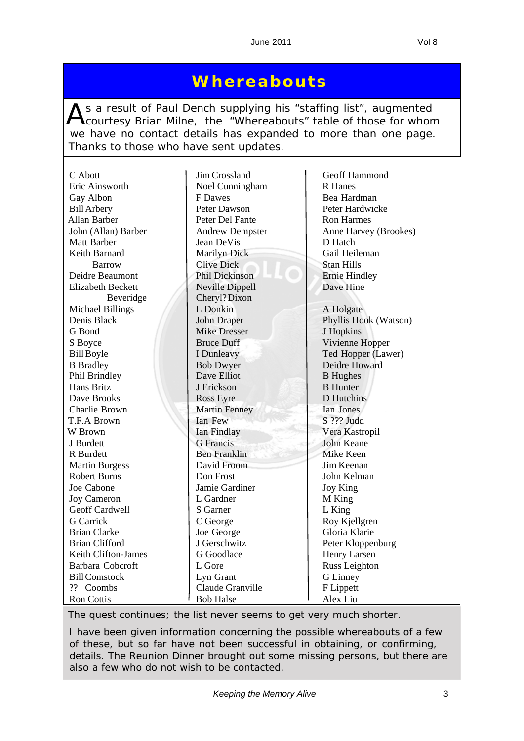# Whereabouts

As a result of Paul Dench supplying his "staffing list", augmented courtesy Brian Milne, the "Whereabouts" table of those for whom we have no contact details has expanded to more than one page. Thanks to those who have sent updates.

C Abott
Eric Ainsworth
Gay Albon
Bill Arbery
Allan Barber
John (Allan) Barber
Matt Barber
Keith Barnard
Barrow
Deidre Beaumont
Elizabeth Beckett
Beveridge
Michael Billings
Denis Black
G Bond
S Boyce
Bill Boyle
B Bradley
Phil Brindley
Hans Britz
Dave Brooks
Charlie Brown
T.F.A Brown
W Brown
J Burdett
R Burdett
Martin Burgess
Robert Burns
Joe Cabone
Joy Cameron
Geoff Cardwell
G Carrick
Brian Clarke
Brian Clifford
Keith Clifton-James
Barbara Cobcroft
Bill Comstock
?? Coombs
Ron Cottis

Jim Crossland
Noel Cunningham
F Dawes
Peter Dawson
Peter Del Fante
Andrew Dempster
Jean DeVis
Marilyn Dick
Olive Dick
Phil Dickinson
Neville Dippell
Cheryl? Dixon
L Donkin
John Draper
Mike Dresser
Bruce Duff
I Dunleavy
Bob Dwyer
Dave Elliot
J Erickson
Ross Eyre
Martin Fenney
Ian Few
Ian Findlay
G Francis
Ben Franklin
David Froom
Don Frost
Jamie Gardiner
L Gardner
S Garner
C George
Joe George
J Gerschwitz
G Goodlace
L Gore
Lyn Grant
Claude Granville
Bob Halse

Geoff Hammond
R Hanes
Bea Hardman
Peter Hardwicke
Ron Harmes
Anne Harvey (Brookes)
D Hatch
Gail Heileman
Stan Hills
Ernie Hindley
Dave Hine

A Holgate
Phyllis Hook (Watson)
J Hopkins
Vivienne Hopper
Ted Hopper (Lawer)
Deidre Howard
B Hughes
B Hunter
D Hutchins
Ian Jones
S ??? Judd
Vera Kastropil
John Keane
Mike Keen
Jim Keenan
John Kelman
Joy King
M King
L King
Roy Kjellgren
Gloria Klarie
Peter Kloppenburg
Henry Larsen
Russ Leighton
G Linney
F Lippett
Alex Liu

The quest continues; the list never seems to get very much shorter.

I have been given information concerning the possible whereabouts of a few of these, but so far have not been successful in obtaining, or confirming, details. The Reunion Dinner brought out some missing persons, but there are also a few who do not wish to be contacted.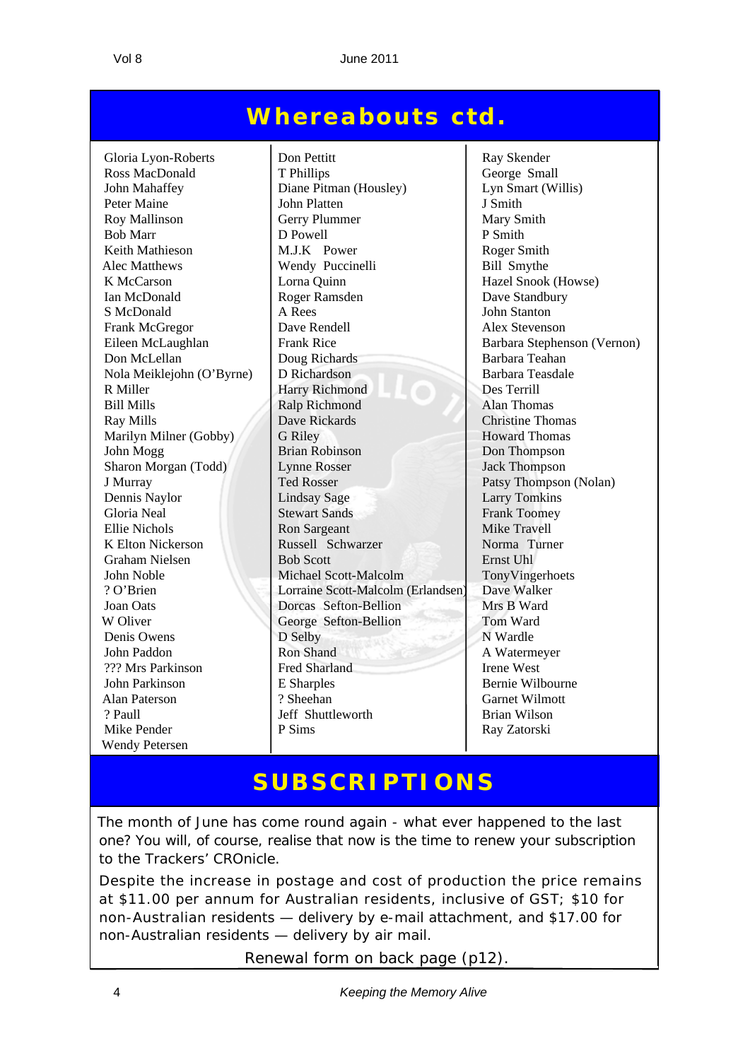# Whereabouts ctd.

Gloria Lyon-Roberts
Ross MacDonald
John Mahaffey
Peter Maine
Roy Mallinson
Bob Marr
Keith Mathieson
Alec Matthews
K McCarson
Ian McDonald
S McDonald
Frank McGregor
Eileen McLaughlan
Don McLellan
Nola Meiklejohn (O'Byrne)
R Miller
Bill Mills
Ray Mills
Marilyn Milner (Gobby)
John Mogg
Sharon Morgan (Todd)
J Murray
Dennis Naylor
Gloria Neal
Ellie Nichols
K Elton Nickerson
Graham Nielsen
John Noble
? O'Brien
Joan Oats
W Oliver
Denis Owens
John Paddon
??? Mrs Parkinson
John Parkinson
Alan Paterson
? Paull
Mike Pender
Wendy Petersen

Don Pettitt
T Phillips
Diane Pitman (Housley)
John Platten
Gerry Plummer
D Powell
M.J.K Power
Wendy Puccinelli
Lorna Quinn
Roger Ramsden
A Rees
Dave Rendell
Frank Rice
Doug Richards
D Richardson
Harry Richmond
Ralp Richmond
Dave Rickards
G Riley
Brian Robinson
Lynne Rosser
Ted Rosser
Lindsay Sage
Stewart Sands
Ron Sargeant
Russell Schwarzer
Bob Scott
Michael Scott-Malcolm
Lorraine Scott-Malcolm (Erlandsen)
Dorcas Sefton-Bellion
George Sefton-Bellion
D Selby
Ron Shand
Fred Sharland
E Sharples
? Sheehan
Jeff Shuttleworth
P Sims

Ray Skender
George Small
Lyn Smart (Willis)
J Smith
Mary Smith
P Smith
Roger Smith
Bill Smythe
Hazel Snook (Howse)
Dave Standbury
John Stanton
Alex Stevenson
Barbara Stephenson (Vernon)
Barbara Teahan
Barbara Teasdale
Des Terrill
Alan Thomas
Christine Thomas
Howard Thomas
Don Thompson
Jack Thompson
Patsy Thompson (Nolan)
Larry Tomkins
Frank Toomey
Mike Travell
Norma Turner
Ernst Uhl
TonyVingerhoets
Dave Walker
Mrs B Ward
Tom Ward
N Wardle
A Watermeyer
Irene West
Bernie Wilbourne
Garnet Wilmott
Brian Wilson
Ray Zatorski

# SUBSCRIPTIONS

The month of June has come round again - what ever happened to the last one? You will, of course, realise that now is the time to renew your subscription to the Trackers' CROnicle.

Despite the increase in postage and cost of production the price remains at $11.00 per annum for Australian residents, inclusive of GST; $10 for non-Australian residents — delivery by e-mail attachment, and $17.00 for non-Australian residents — delivery by air mail.

Renewal form on back page (p12).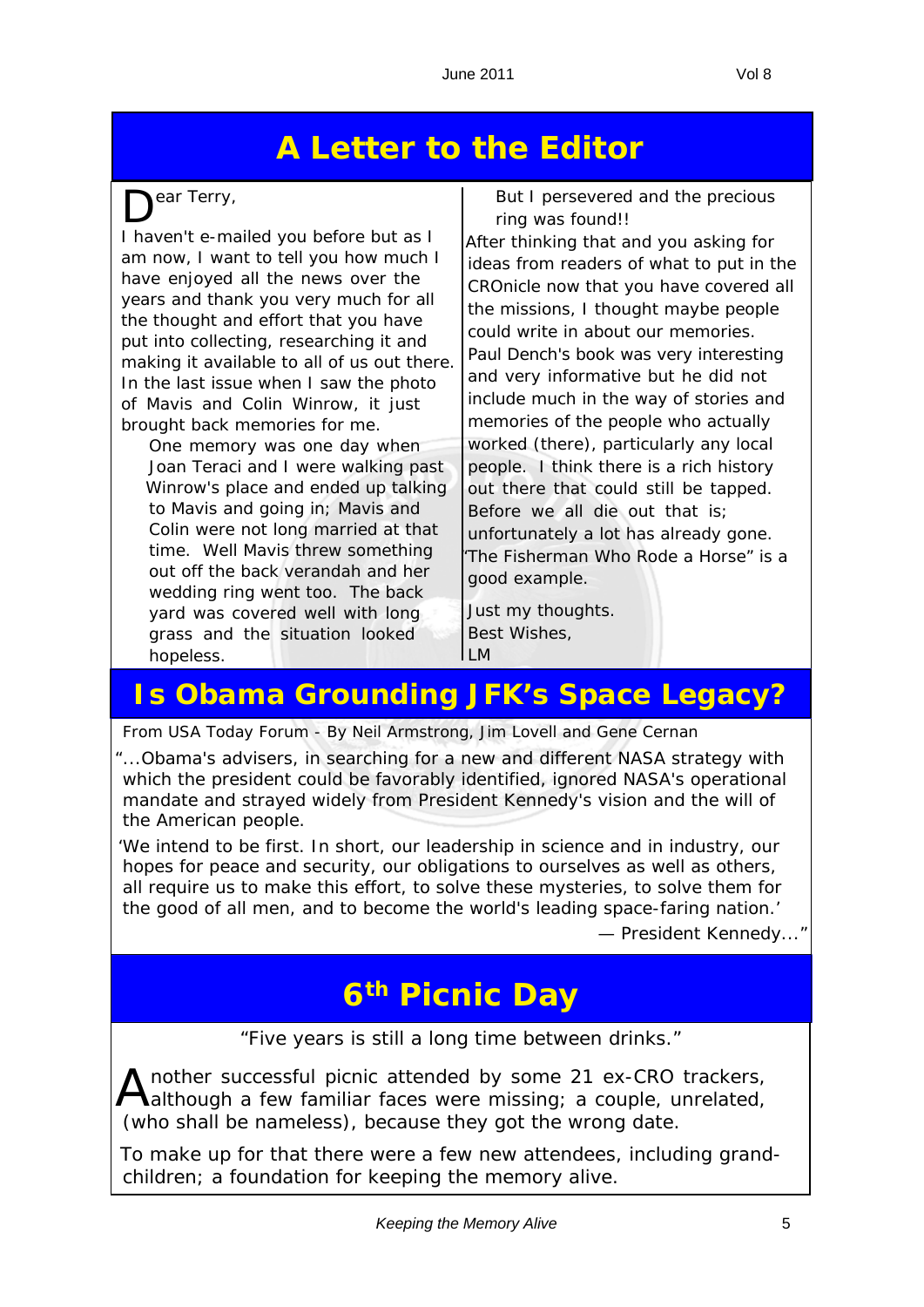## A Letter to the Editor

Dear Terry,

I haven't e-mailed you before but as I am now, I want to tell you how much I have enjoyed all the news over the years and thank you very much for all the thought and effort that you have put into collecting, researching it and making it available to all of us out there. In the last issue when I saw the photo of Mavis and Colin Winrow, it just brought back memories for me.

> One memory was one day when Joan Teraci and I were walking past Winrow's place and ended up talking to Mavis and going in; Mavis and Colin were not long married at that time. Well Mavis threw something out off the back verandah and her wedding ring went too. The back yard was covered well with long grass and the situation looked hopeless.
>
> But I persevered and the precious ring was found!!

After thinking that and you asking for ideas from readers of what to put in the CROnicle now that you have covered all the missions, I thought maybe people could write in about our memories. Paul Dench's book was very interesting and very informative but he did not include much in the way of stories and memories of the people who actually worked (there), particularly any local people. I think there is a rich history out there that could still be tapped. Before we all die out that is; unfortunately a lot has already gone. 'The Fisherman Who Rode a Horse" is a good example.

Just my thoughts.
Best Wishes,
LM

## Is Obama Grounding JFK's Space Legacy?

From USA Today Forum - By Neil Armstrong, Jim Lovell and Gene Cernan

"...Obama's advisers, in searching for a new and different NASA strategy with which the president could be favorably identified, ignored NASA's operational mandate and strayed widely from President Kennedy's vision and the will of the American people.

'We intend to be first. In short, our leadership in science and in industry, our hopes for peace and security, our obligations to ourselves as well as others, all require us to make this effort, to solve these mysteries, to solve them for the good of all men, and to become the world's leading space-faring nation.'

— President Kennedy..."

## 6th Picnic Day

"Five years is still a long time between drinks."

Another successful picnic attended by some 21 ex-CRO trackers, although a few familiar faces were missing; a couple, unrelated, (who shall be nameless), because they got the wrong date.

To make up for that there were a few new attendees, including grand-children; a foundation for keeping the memory alive.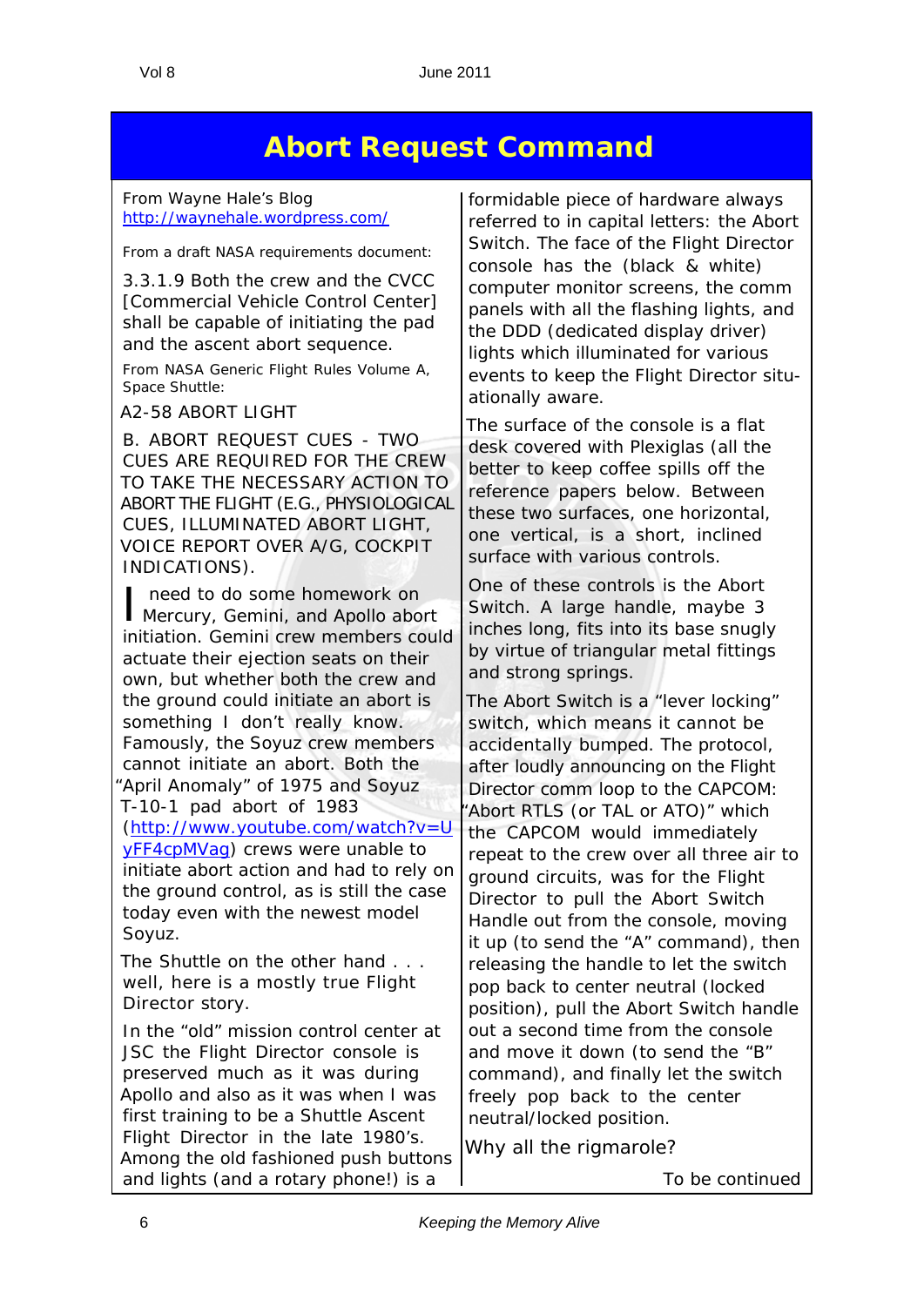# Abort Request Command

From Wayne Hale's Blog
http://waynehale.wordpress.com/

From a draft NASA requirements document:

3.3.1.9 Both the crew and the CVCC [Commercial Vehicle Control Center] shall be capable of initiating the pad and the ascent abort sequence.

From NASA Generic Flight Rules Volume A, Space Shuttle:

A2-58 ABORT LIGHT

B. ABORT REQUEST CUES - TWO CUES ARE REQUIRED FOR THE CREW TO TAKE THE NECESSARY ACTION TO ABORT THE FLIGHT (E.G., PHYSIOLOGICAL CUES, ILLUMINATED ABORT LIGHT, VOICE REPORT OVER A/G, COCKPIT INDICATIONS).

I need to do some homework on Mercury, Gemini, and Apollo abort initiation. Gemini crew members could actuate their ejection seats on their own, but whether both the crew and the ground could initiate an abort is something I don't really know. Famously, the Soyuz crew members cannot initiate an abort. Both the "April Anomaly" of 1975 and Soyuz T-10-1 pad abort of 1983 (http://www.youtube.com/watch?v=UyFF4cpMVag) crews were unable to initiate abort action and had to rely on the ground control, as is still the case today even with the newest model Soyuz.

The Shuttle on the other hand . . . well, here is a mostly true Flight Director story.

In the "old" mission control center at JSC the Flight Director console is preserved much as it was during Apollo and also as it was when I was first training to be a Shuttle Ascent Flight Director in the late 1980's. Among the old fashioned push buttons and lights (and a rotary phone!) is a formidable piece of hardware always referred to in capital letters: the Abort Switch. The face of the Flight Director console has the (black & white) computer monitor screens, the comm panels with all the flashing lights, and the DDD (dedicated display driver) lights which illuminated for various events to keep the Flight Director situationally aware.

The surface of the console is a flat desk covered with Plexiglas (all the better to keep coffee spills off the reference papers below. Between these two surfaces, one horizontal, one vertical, is a short, inclined surface with various controls.

One of these controls is the Abort Switch. A large handle, maybe 3 inches long, fits into its base snugly by virtue of triangular metal fittings and strong springs.

The Abort Switch is a "lever locking" switch, which means it cannot be accidentally bumped. The protocol, after loudly announcing on the Flight Director comm loop to the CAPCOM: "Abort RTLS (or TAL or ATO)" which the CAPCOM would immediately repeat to the crew over all three air to ground circuits, was for the Flight Director to pull the Abort Switch Handle out from the console, moving it up (to send the "A" command), then releasing the handle to let the switch pop back to center neutral (locked position), pull the Abort Switch handle out a second time from the console and move it down (to send the "B" command), and finally let the switch freely pop back to the center neutral/locked position.

Why all the rigmarole?

To be continued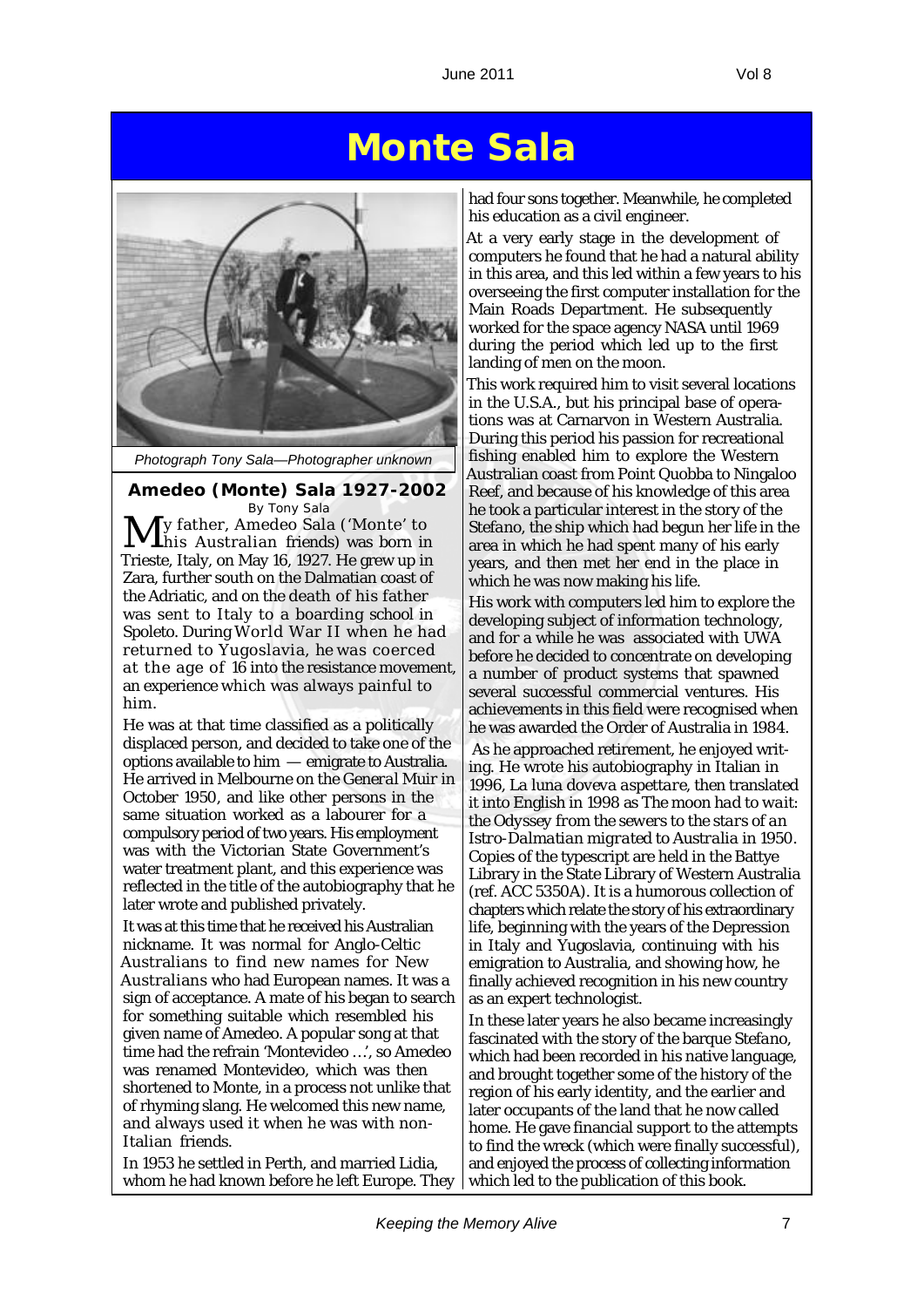# Monte Sala

Photograph Tony Sala—Photographer unknown

### Amedeo (Monte) Sala 1927-2002

By Tony Sala

My father, Amedeo Sala ('Monte' to his Australian friends) was born in Trieste, Italy, on May 16, 1927. He grew up in Zara, further south on the Dalmatian coast of the Adriatic, and on the death of his father was sent to Italy to a boarding school in Spoleto. During World War II when he had returned to Yugoslavia, he was coerced at the age of 16 into the resistance movement, an experience which was always painful to him.

He was at that time classified as a politically displaced person, and decided to take one of the options available to him — emigrate to Australia. He arrived in Melbourne on the General Muir in October 1950, and like other persons in the same situation worked as a labourer for a compulsory period of two years. His employment was with the Victorian State Government's water treatment plant, and this experience was reflected in the title of the autobiography that he later wrote and published privately.

It was at this time that he received his Australian nickname. It was normal for Anglo-Celtic Australians to find new names for New Australians who had European names. It was a sign of acceptance. A mate of his began to search for something suitable which resembled his given name of Amedeo. A popular song at that time had the refrain 'Montevideo …', so Amedeo was renamed Montevideo, which was then shortened to Monte, in a process not unlike that of rhyming slang. He welcomed this new name, and always used it when he was with non-Italian friends.

In 1953 he settled in Perth, and married Lidia, whom he had known before he left Europe. They had four sons together. Meanwhile, he completed his education as a civil engineer.

At a very early stage in the development of computers he found that he had a natural ability in this area, and this led within a few years to his overseeing the first computer installation for the Main Roads Department. He subsequently worked for the space agency NASA until 1969 during the period which led up to the first landing of men on the moon.

This work required him to visit several locations in the U.S.A., but his principal base of operations was at Carnarvon in Western Australia. During this period his passion for recreational fishing enabled him to explore the Western Australian coast from Point Quobba to Ningaloo Reef, and because of his knowledge of this area he took a particular interest in the story of the *Stefano*, the ship which had begun her life in the area in which he had spent many of his early years, and then met her end in the place in which he was now making his life.

His work with computers led him to explore the developing subject of information technology, and for a while he was associated with UWA before he decided to concentrate on developing a number of product systems that spawned several successful commercial ventures. His achievements in this field were recognised when he was awarded the Order of Australia in 1984.

As he approached retirement, he enjoyed writing. He wrote his autobiography in Italian in 1996, *La luna doveva aspettare*, then translated it into English in 1998 as *The moon had to wait: the Odyssey from the sewers to the stars of an Istro-Dalmatian migrated to Australia in 1950*. Copies of the typescript are held in the Battye Library in the State Library of Western Australia (ref. ACC 5350A). It is a humorous collection of chapters which relate the story of his extraordinary life, beginning with the years of the Depression in Italy and Yugoslavia, continuing with his emigration to Australia, and showing how, he finally achieved recognition in his new country as an expert technologist.

In these later years he also became increasingly fascinated with the story of the barque *Stefano*, which had been recorded in his native language, and brought together some of the history of the region of his early identity, and the earlier and later occupants of the land that he now called home. He gave financial support to the attempts to find the wreck (which were finally successful), and enjoyed the process of collecting information which led to the publication of this book.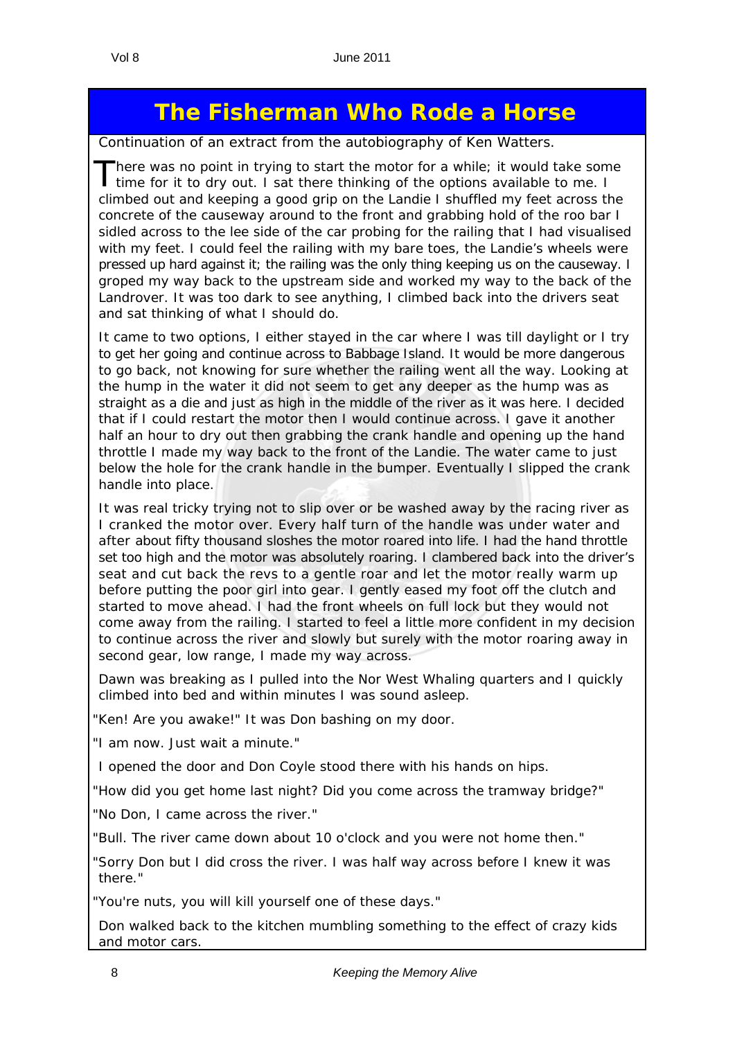# The Fisherman Who Rode a Horse

Continuation of an extract from the autobiography of Ken Watters.

There was no point in trying to start the motor for a while; it would take some time for it to dry out. I sat there thinking of the options available to me. I climbed out and keeping a good grip on the Landie I shuffled my feet across the concrete of the causeway around to the front and grabbing hold of the roo bar I sidled across to the lee side of the car probing for the railing that I had visualised with my feet. I could feel the railing with my bare toes, the Landie's wheels were pressed up hard against it; the railing was the only thing keeping us on the causeway. I groped my way back to the upstream side and worked my way to the back of the Landrover. It was too dark to see anything, I climbed back into the drivers seat and sat thinking of what I should do.

It came to two options, I either stayed in the car where I was till daylight or I try to get her going and continue across to Babbage Island. It would be more dangerous to go back, not knowing for sure whether the railing went all the way. Looking at the hump in the water it did not seem to get any deeper as the hump was as straight as a die and just as high in the middle of the river as it was here. I decided that if I could restart the motor then I would continue across. I gave it another half an hour to dry out then grabbing the crank handle and opening up the hand throttle I made my way back to the front of the Landie. The water came to just below the hole for the crank handle in the bumper. Eventually I slipped the crank handle into place.

It was real tricky trying not to slip over or be washed away by the racing river as I cranked the motor over. Every half turn of the handle was under water and after about fifty thousand sloshes the motor roared into life. I had the hand throttle set too high and the motor was absolutely roaring. I clambered back into the driver's seat and cut back the revs to a gentle roar and let the motor really warm up before putting the poor girl into gear. I gently eased my foot off the clutch and started to move ahead. I had the front wheels on full lock but they would not come away from the railing. I started to feel a little more confident in my decision to continue across the river and slowly but surely with the motor roaring away in second gear, low range, I made my way across.

Dawn was breaking as I pulled into the Nor West Whaling quarters and I quickly climbed into bed and within minutes I was sound asleep.

"Ken! Are you awake!" It was Don bashing on my door.

"I am now. Just wait a minute."

I opened the door and Don Coyle stood there with his hands on hips.

"How did you get home last night? Did you come across the tramway bridge?"

"No Don, I came across the river."

"Bull. The river came down about 10 o'clock and you were not home then."

"Sorry Don but I did cross the river. I was half way across before I knew it was there."

"You're nuts, you will kill yourself one of these days."

Don walked back to the kitchen mumbling something to the effect of crazy kids and motor cars.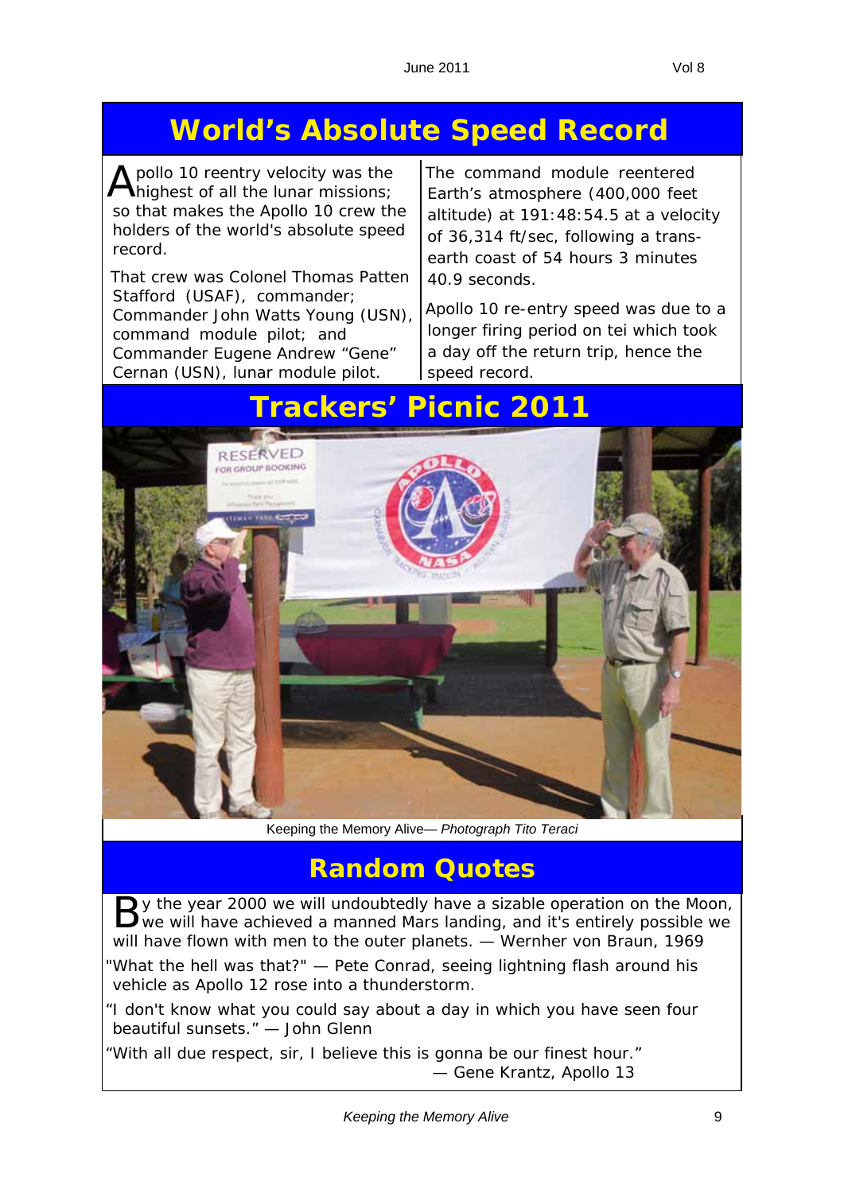# World's Absolute Speed Record

Apollo 10 reentry velocity was the highest of all the lunar missions; so that makes the Apollo 10 crew the holders of the world's absolute speed record.

That crew was Colonel Thomas Patten Stafford (USAF), commander; Commander John Watts Young (USN), command module pilot; and Commander Eugene Andrew "Gene" Cernan (USN), lunar module pilot.

The command module reentered Earth's atmosphere (400,000 feet altitude) at 191:48:54.5 at a velocity of 36,314 ft/sec, following a trans-earth coast of 54 hours 3 minutes 40.9 seconds.

Apollo 10 re-entry speed was due to a longer firing period on tei which took a day off the return trip, hence the speed record.

# Trackers' Picnic 2011

Keeping the Memory Alive— *Photograph Tito Teraci*

# Random Quotes

By the year 2000 we will undoubtedly have a sizable operation on the Moon, we will have achieved a manned Mars landing, and it's entirely possible we will have flown with men to the outer planets. — Wernher von Braun, 1969

"What the hell was that?" — Pete Conrad, seeing lightning flash around his vehicle as Apollo 12 rose into a thunderstorm.

"I don't know what you could say about a day in which you have seen four beautiful sunsets." — John Glenn

"With all due respect, sir, I believe this is gonna be our finest hour."
— Gene Krantz, Apollo 13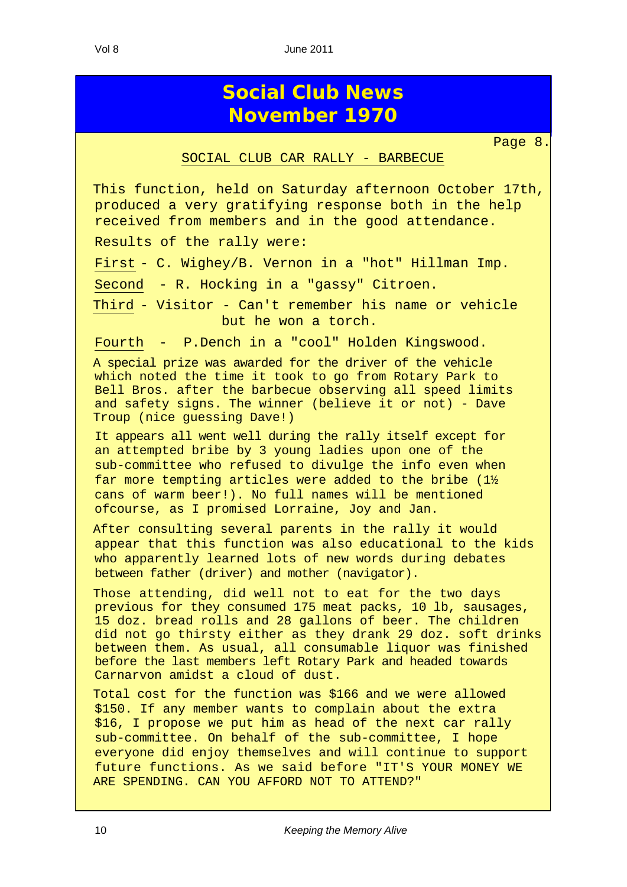# Social Club News
# November 1970

Page 8.

## SOCIAL CLUB CAR RALLY - BARBECUE

This function, held on Saturday afternoon October 17th, produced a very gratifying response both in the help received from members and in the good attendance.

Results of the rally were:

First - C. Wighey/B. Vernon in a "hot" Hillman Imp.

Second - R. Hocking in a "gassy" Citroen.

Third - Visitor - Can't remember his name or vehicle but he won a torch.

Fourth - P.Dench in a "cool" Holden Kingswood.

A special prize was awarded for the driver of the vehicle which noted the time it took to go from Rotary Park to Bell Bros. after the barbecue observing all speed limits and safety signs. The winner (believe it or not) - Dave Troup (nice guessing Dave!)

It appears all went well during the rally itself except for an attempted bribe by 3 young ladies upon one of the sub-committee who refused to divulge the info even when far more tempting articles were added to the bribe (1½ cans of warm beer!). No full names will be mentioned ofcourse, as I promised Lorraine, Joy and Jan.

After consulting several parents in the rally it would appear that this function was also educational to the kids who apparently learned lots of new words during debates between father (driver) and mother (navigator).

Those attending, did well not to eat for the two days previous for they consumed 175 meat packs, 10 lb, sausages, 15 doz. bread rolls and 28 gallons of beer. The children did not go thirsty either as they drank 29 doz. soft drinks between them. As usual, all consumable liquor was finished before the last members left Rotary Park and headed towards Carnarvon amidst a cloud of dust.

Total cost for the function was $166 and we were allowed $150. If any member wants to complain about the extra $16, I propose we put him as head of the next car rally sub-committee. On behalf of the sub-committee, I hope everyone did enjoy themselves and will continue to support future functions. As we said before "IT'S YOUR MONEY WE ARE SPENDING. CAN YOU AFFORD NOT TO ATTEND?"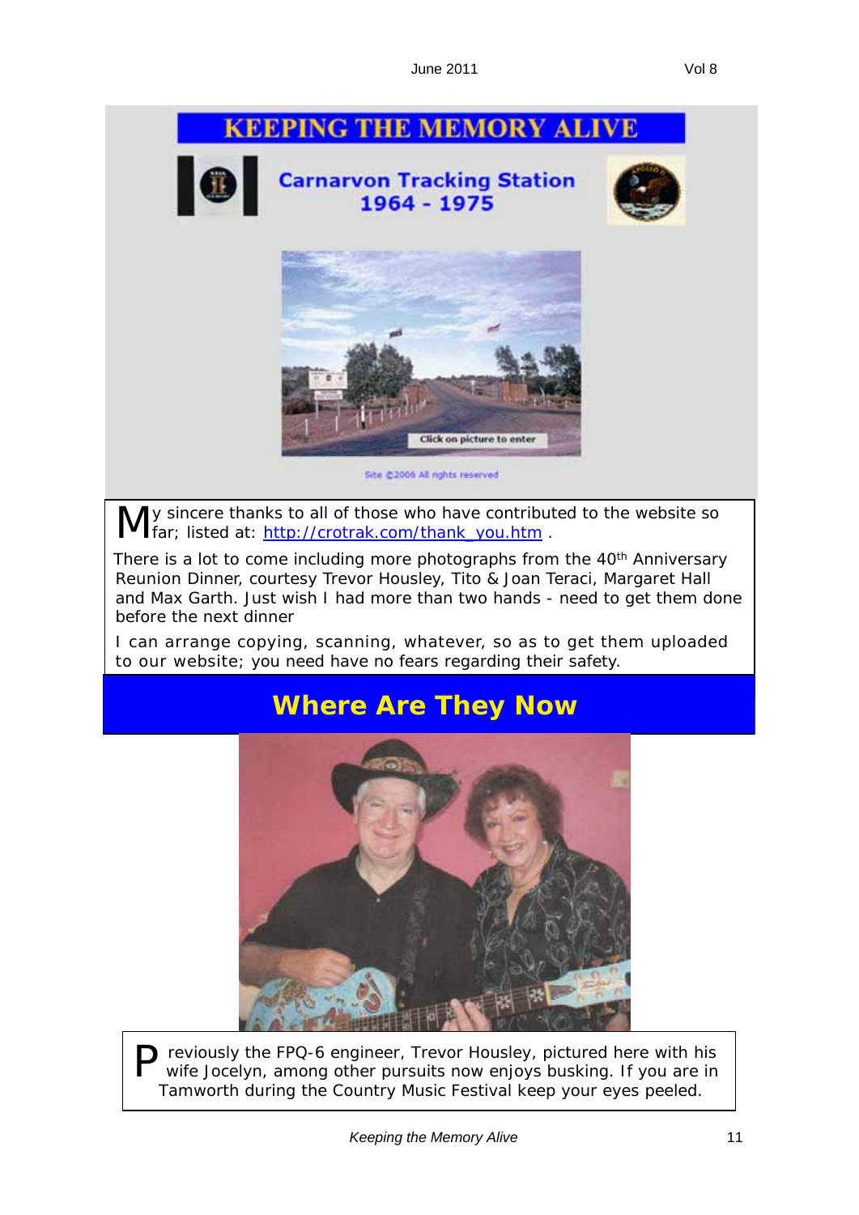# KEEPING THE MEMORY ALIVE

**Carnarvon Tracking Station 1964 - 1975**

Click on picture to enter

Site ©2006 All rights reserved

My sincere thanks to all of those who have contributed to the website so far; listed at: http://crotrak.com/thank_you.htm .

There is a lot to come including more photographs from the 40th Anniversary Reunion Dinner, courtesy Trevor Housley, Tito & Joan Teraci, Margaret Hall and Max Garth. Just wish I had more than two hands - need to get them done before the next dinner

I can arrange copying, scanning, whatever, so as to get them uploaded to our website; you need have no fears regarding their safety.

## Where Are They Now

Previously the FPQ-6 engineer, Trevor Housley, pictured here with his wife Jocelyn, among other pursuits now enjoys busking. If you are in Tamworth during the Country Music Festival keep your eyes peeled.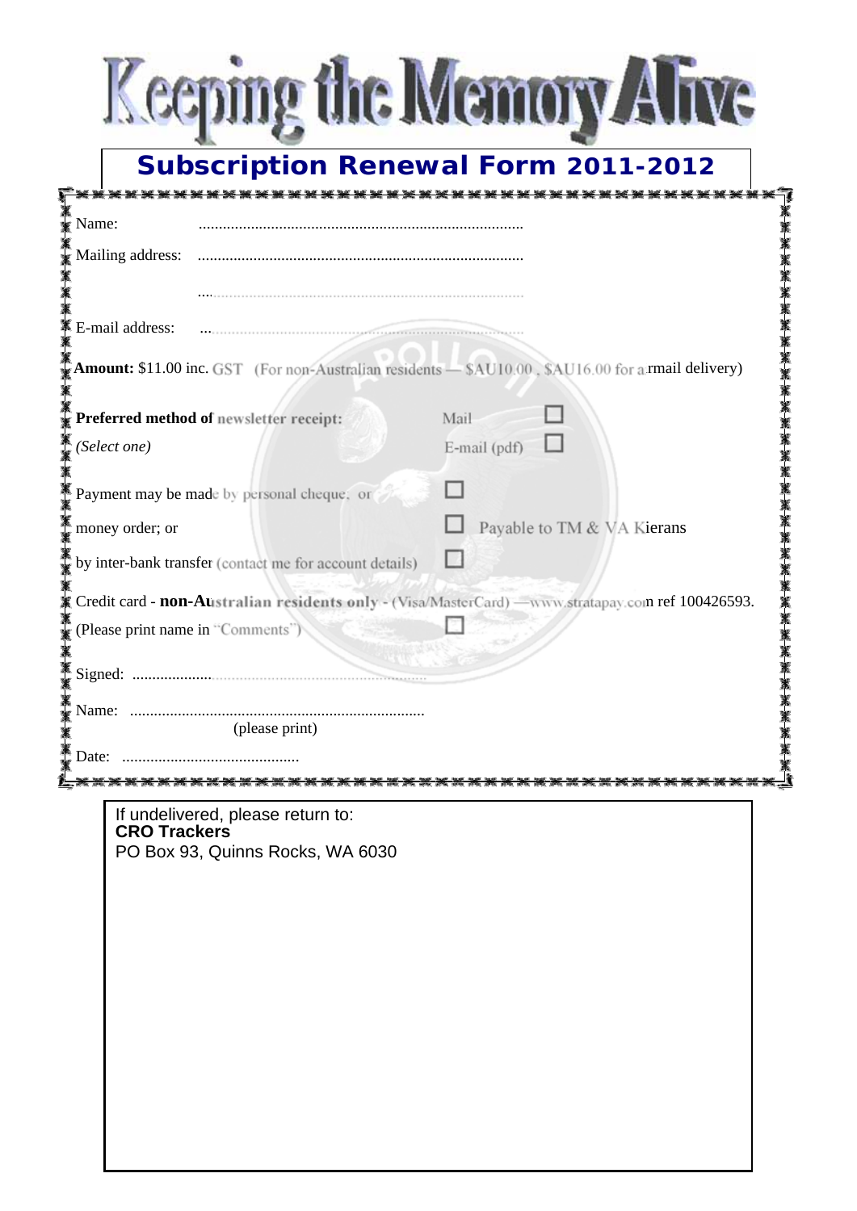# Keeping the Memory Alive

## Subscription Renewal Form 2011-2012

Name: ..................................................................................

Mailing address: ..................................................................................

..................................................................................

E-mail address: ..................................................................................

**Amount:** $11.00 inc. GST (For non-Australian residents — $AU10.00 , $AU16.00 for airmail delivery)

**Preferred method of newsletter receipt:** Mail ☐

*(Select one)* E-mail (pdf) ☐

Payment may be made by personal cheque, or ☐

money order; or ☐ Payable to TM & VA Kierans

by inter-bank transfer (contact me for account details) ☐

Credit card - **non-Australian residents only** - (Visa/MasterCard) —www.stratapay.com ref 100426593.

(Please print name in "Comments") ☐

Signed: ..................................................................................

Name: ..................................................................................

(please print)

Date: ............................................

If undelivered, please return to:
**CRO Trackers**
PO Box 93, Quinns Rocks, WA 6030